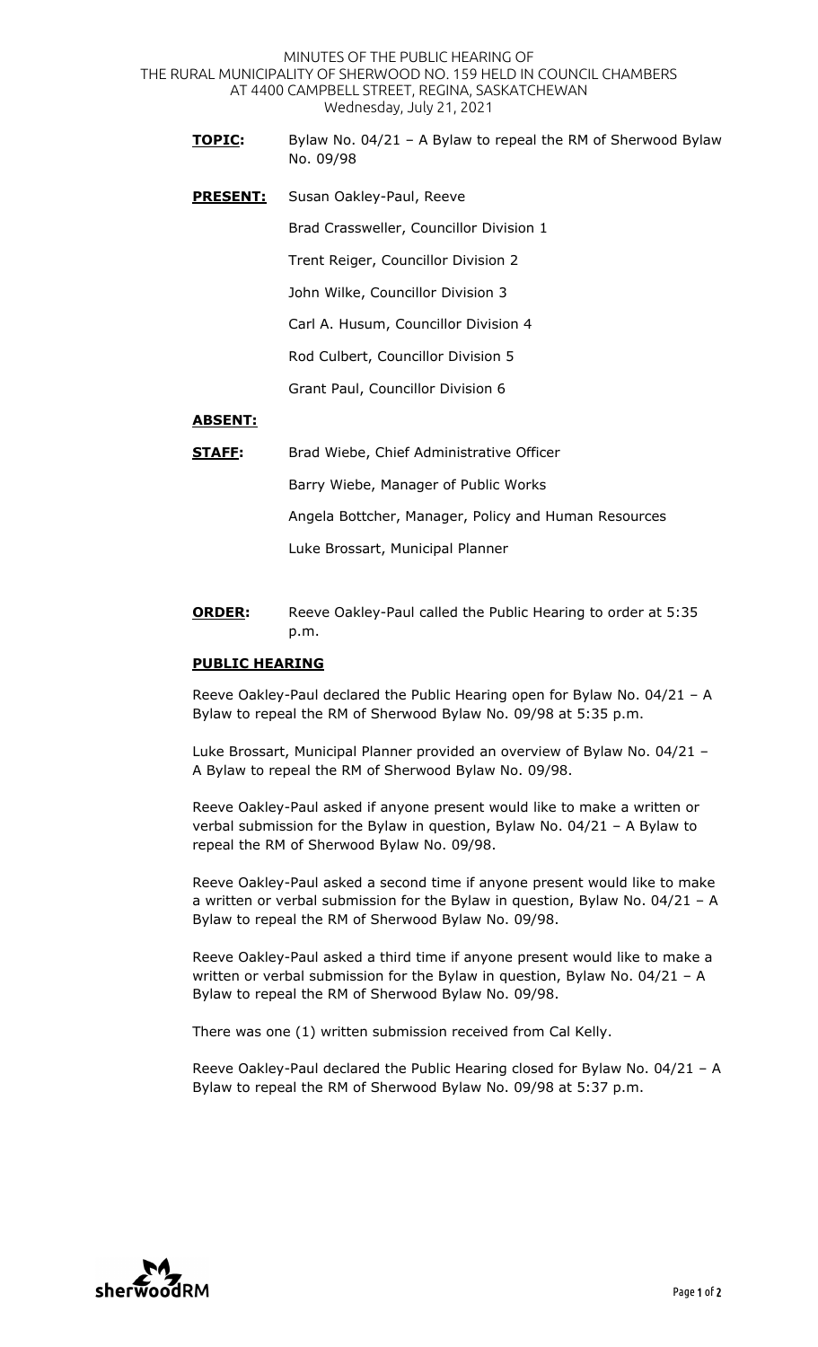MINUTES OF THE PUBLIC HEARING OF
THE RURAL MUNICIPALITY OF SHERWOOD NO. 159 HELD IN COUNCIL CHAMBERS
AT 4400 CAMPBELL STREET, REGINA, SASKATCHEWAN
Wednesday, July 21, 2021

**TOPIC:** Bylaw No. 04/21 – A Bylaw to repeal the RM of Sherwood Bylaw No. 09/98

**PRESENT:** Susan Oakley-Paul, Reeve

Brad Crassweller, Councillor Division 1

Trent Reiger, Councillor Division 2

John Wilke, Councillor Division 3

Carl A. Husum, Councillor Division 4

Rod Culbert, Councillor Division 5

Grant Paul, Councillor Division 6

**ABSENT:**

**STAFF:** Brad Wiebe, Chief Administrative Officer

Barry Wiebe, Manager of Public Works

Angela Bottcher, Manager, Policy and Human Resources

Luke Brossart, Municipal Planner

**ORDER:** Reeve Oakley-Paul called the Public Hearing to order at 5:35 p.m.

**PUBLIC HEARING**

Reeve Oakley-Paul declared the Public Hearing open for Bylaw No. 04/21 – A Bylaw to repeal the RM of Sherwood Bylaw No. 09/98 at 5:35 p.m.

Luke Brossart, Municipal Planner provided an overview of Bylaw No. 04/21 – A Bylaw to repeal the RM of Sherwood Bylaw No. 09/98.

Reeve Oakley-Paul asked if anyone present would like to make a written or verbal submission for the Bylaw in question, Bylaw No. 04/21 – A Bylaw to repeal the RM of Sherwood Bylaw No. 09/98.

Reeve Oakley-Paul asked a second time if anyone present would like to make a written or verbal submission for the Bylaw in question, Bylaw No. 04/21 – A Bylaw to repeal the RM of Sherwood Bylaw No. 09/98.

Reeve Oakley-Paul asked a third time if anyone present would like to make a written or verbal submission for the Bylaw in question, Bylaw No. 04/21 – A Bylaw to repeal the RM of Sherwood Bylaw No. 09/98.

There was one (1) written submission received from Cal Kelly.

Reeve Oakley-Paul declared the Public Hearing closed for Bylaw No. 04/21 – A Bylaw to repeal the RM of Sherwood Bylaw No. 09/98 at 5:37 p.m.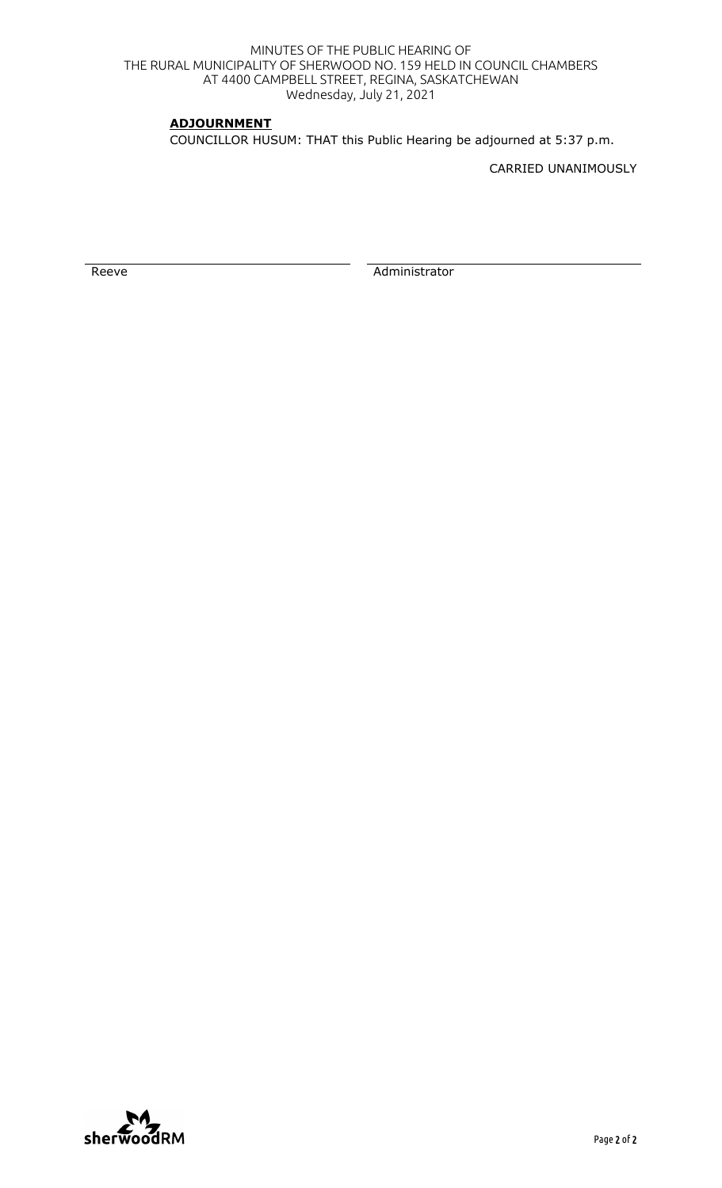MINUTES OF THE PUBLIC HEARING OF THE RURAL MUNICIPALITY OF SHERWOOD NO. 159 HELD IN COUNCIL CHAMBERS AT 4400 CAMPBELL STREET, REGINA, SASKATCHEWAN
Wednesday, July 21, 2021

## ADJOURNMENT

COUNCILLOR HUSUM: THAT this Public Hearing be adjourned at 5:37 p.m.

CARRIED UNANIMOUSLY

| | |
|---|---|
| Reeve | Administrator |